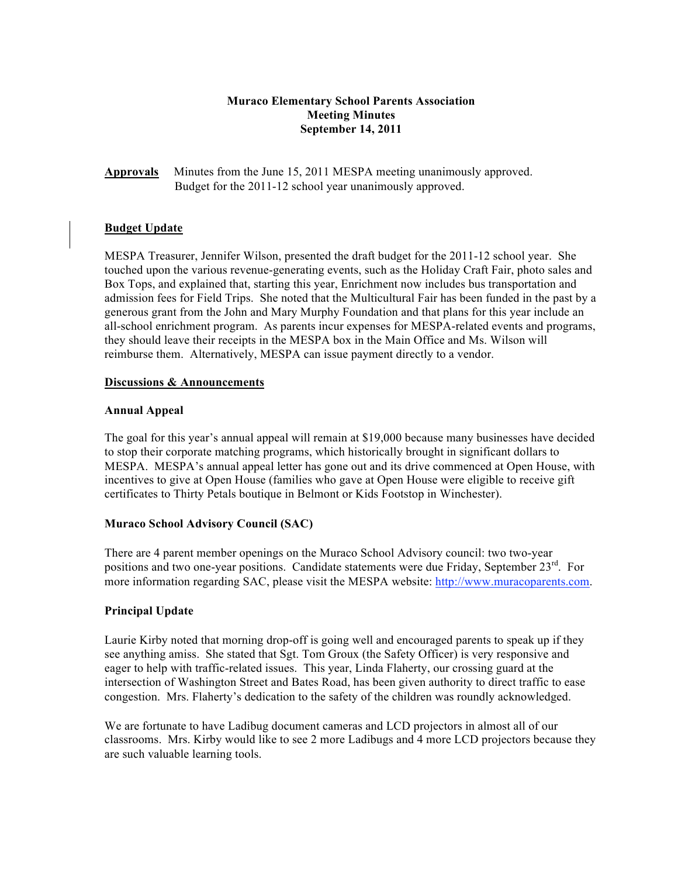# Muraco Elementary School Parents Association
## Meeting Minutes
## September 14, 2011

**Approvals** Minutes from the June 15, 2011 MESPA meeting unanimously approved.
Budget for the 2011-12 school year unanimously approved.

**Budget Update**

MESPA Treasurer, Jennifer Wilson, presented the draft budget for the 2011-12 school year. She touched upon the various revenue-generating events, such as the Holiday Craft Fair, photo sales and Box Tops, and explained that, starting this year, Enrichment now includes bus transportation and admission fees for Field Trips. She noted that the Multicultural Fair has been funded in the past by a generous grant from the John and Mary Murphy Foundation and that plans for this year include an all-school enrichment program. As parents incur expenses for MESPA-related events and programs, they should leave their receipts in the MESPA box in the Main Office and Ms. Wilson will reimburse them. Alternatively, MESPA can issue payment directly to a vendor.

**Discussions & Announcements**

### Annual Appeal

The goal for this year's annual appeal will remain at $19,000 because many businesses have decided to stop their corporate matching programs, which historically brought in significant dollars to MESPA. MESPA's annual appeal letter has gone out and its drive commenced at Open House, with incentives to give at Open House (families who gave at Open House were eligible to receive gift certificates to Thirty Petals boutique in Belmont or Kids Footstop in Winchester).

### Muraco School Advisory Council (SAC)

There are 4 parent member openings on the Muraco School Advisory council: two two-year positions and two one-year positions. Candidate statements were due Friday, September 23rd. For more information regarding SAC, please visit the MESPA website: http://www.muracoparents.com.

### Principal Update

Laurie Kirby noted that morning drop-off is going well and encouraged parents to speak up if they see anything amiss. She stated that Sgt. Tom Groux (the Safety Officer) is very responsive and eager to help with traffic-related issues. This year, Linda Flaherty, our crossing guard at the intersection of Washington Street and Bates Road, has been given authority to direct traffic to ease congestion. Mrs. Flaherty's dedication to the safety of the children was roundly acknowledged.

We are fortunate to have Ladibug document cameras and LCD projectors in almost all of our classrooms. Mrs. Kirby would like to see 2 more Ladibugs and 4 more LCD projectors because they are such valuable learning tools.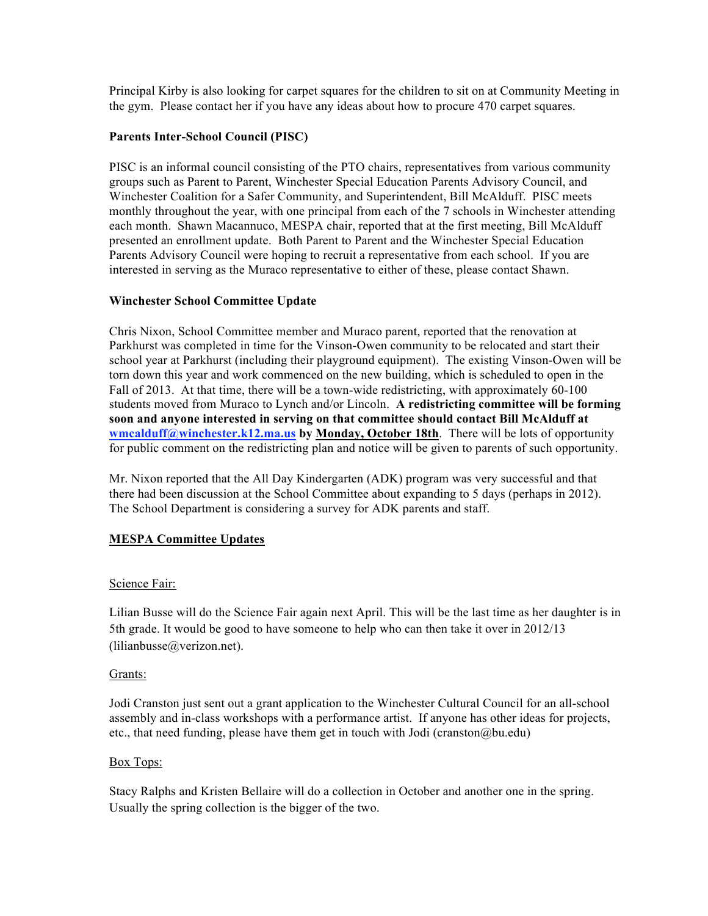Principal Kirby is also looking for carpet squares for the children to sit on at Community Meeting in the gym. Please contact her if you have any ideas about how to procure 470 carpet squares.

**Parents Inter-School Council (PISC)**

PISC is an informal council consisting of the PTO chairs, representatives from various community groups such as Parent to Parent, Winchester Special Education Parents Advisory Council, and Winchester Coalition for a Safer Community, and Superintendent, Bill McAlduff. PISC meets monthly throughout the year, with one principal from each of the 7 schools in Winchester attending each month. Shawn Macannuco, MESPA chair, reported that at the first meeting, Bill McAlduff presented an enrollment update. Both Parent to Parent and the Winchester Special Education Parents Advisory Council were hoping to recruit a representative from each school. If you are interested in serving as the Muraco representative to either of these, please contact Shawn.

**Winchester School Committee Update**

Chris Nixon, School Committee member and Muraco parent, reported that the renovation at Parkhurst was completed in time for the Vinson-Owen community to be relocated and start their school year at Parkhurst (including their playground equipment). The existing Vinson-Owen will be torn down this year and work commenced on the new building, which is scheduled to open in the Fall of 2013. At that time, there will be a town-wide redistricting, with approximately 60-100 students moved from Muraco to Lynch and/or Lincoln. **A redistricting committee will be forming soon and anyone interested in serving on that committee should contact Bill McAlduff at wmcalduff@winchester.k12.ma.us by Monday, October 18th**. There will be lots of opportunity for public comment on the redistricting plan and notice will be given to parents of such opportunity.

Mr. Nixon reported that the All Day Kindergarten (ADK) program was very successful and that there had been discussion at the School Committee about expanding to 5 days (perhaps in 2012). The School Department is considering a survey for ADK parents and staff.

**MESPA Committee Updates**

Science Fair:

Lilian Busse will do the Science Fair again next April. This will be the last time as her daughter is in 5th grade. It would be good to have someone to help who can then take it over in 2012/13 (lilianbusse@verizon.net).

Grants:

Jodi Cranston just sent out a grant application to the Winchester Cultural Council for an all-school assembly and in-class workshops with a performance artist. If anyone has other ideas for projects, etc., that need funding, please have them get in touch with Jodi (cranston@bu.edu)

Box Tops:

Stacy Ralphs and Kristen Bellaire will do a collection in October and another one in the spring. Usually the spring collection is the bigger of the two.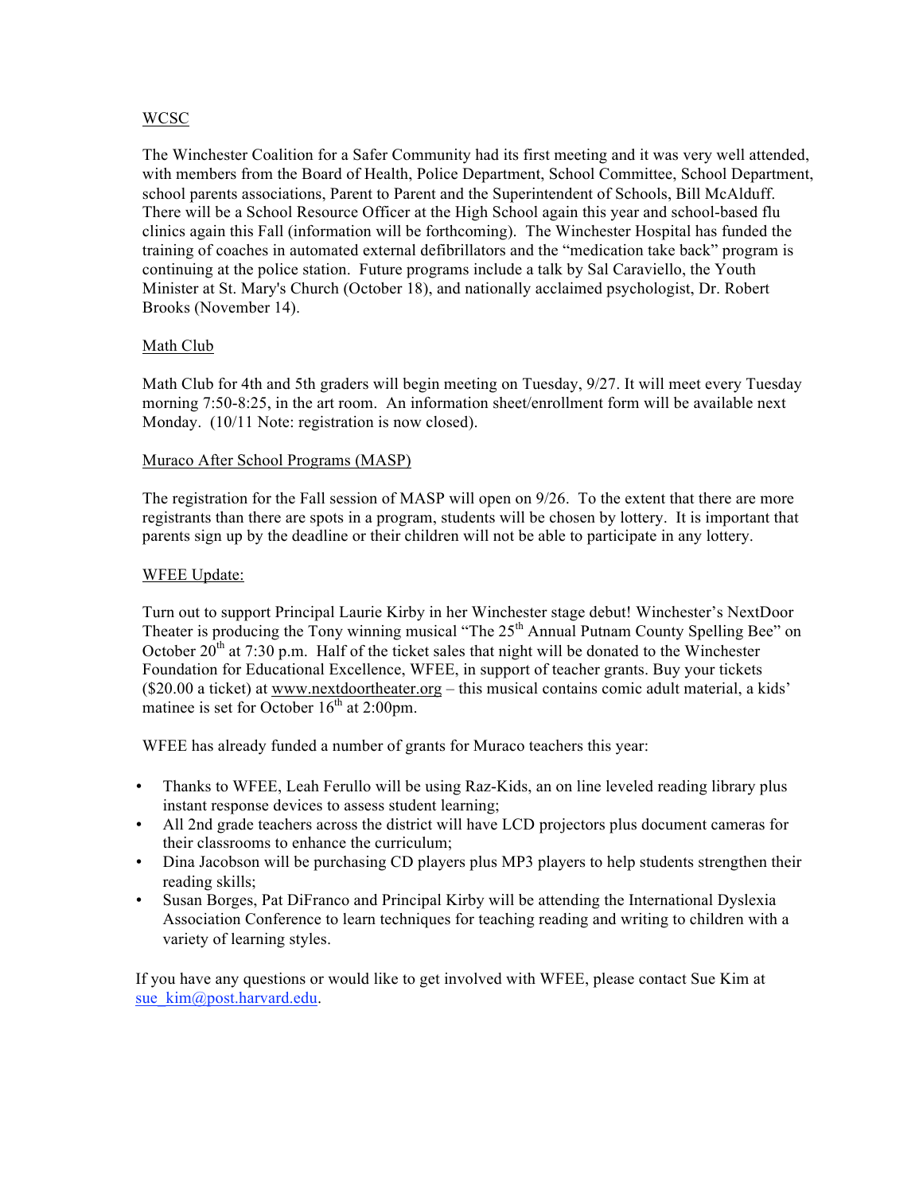WCSC

The Winchester Coalition for a Safer Community had its first meeting and it was very well attended, with members from the Board of Health, Police Department, School Committee, School Department, school parents associations, Parent to Parent and the Superintendent of Schools, Bill McAlduff. There will be a School Resource Officer at the High School again this year and school-based flu clinics again this Fall (information will be forthcoming). The Winchester Hospital has funded the training of coaches in automated external defibrillators and the "medication take back" program is continuing at the police station. Future programs include a talk by Sal Caraviello, the Youth Minister at St. Mary's Church (October 18), and nationally acclaimed psychologist, Dr. Robert Brooks (November 14).

Math Club

Math Club for 4th and 5th graders will begin meeting on Tuesday, 9/27. It will meet every Tuesday morning 7:50-8:25, in the art room. An information sheet/enrollment form will be available next Monday. (10/11 Note: registration is now closed).

Muraco After School Programs (MASP)

The registration for the Fall session of MASP will open on 9/26. To the extent that there are more registrants than there are spots in a program, students will be chosen by lottery. It is important that parents sign up by the deadline or their children will not be able to participate in any lottery.

WFEE Update:

Turn out to support Principal Laurie Kirby in her Winchester stage debut! Winchester's NextDoor Theater is producing the Tony winning musical "The 25th Annual Putnam County Spelling Bee" on October 20th at 7:30 p.m. Half of the ticket sales that night will be donated to the Winchester Foundation for Educational Excellence, WFEE, in support of teacher grants. Buy your tickets ($20.00 a ticket) at www.nextdoortheater.org – this musical contains comic adult material, a kids' matinee is set for October 16th at 2:00pm.

WFEE has already funded a number of grants for Muraco teachers this year:

- Thanks to WFEE, Leah Ferullo will be using Raz-Kids, an on line leveled reading library plus instant response devices to assess student learning;
- All 2nd grade teachers across the district will have LCD projectors plus document cameras for their classrooms to enhance the curriculum;
- Dina Jacobson will be purchasing CD players plus MP3 players to help students strengthen their reading skills;
- Susan Borges, Pat DiFranco and Principal Kirby will be attending the International Dyslexia Association Conference to learn techniques for teaching reading and writing to children with a variety of learning styles.

If you have any questions or would like to get involved with WFEE, please contact Sue Kim at sue_kim@post.harvard.edu.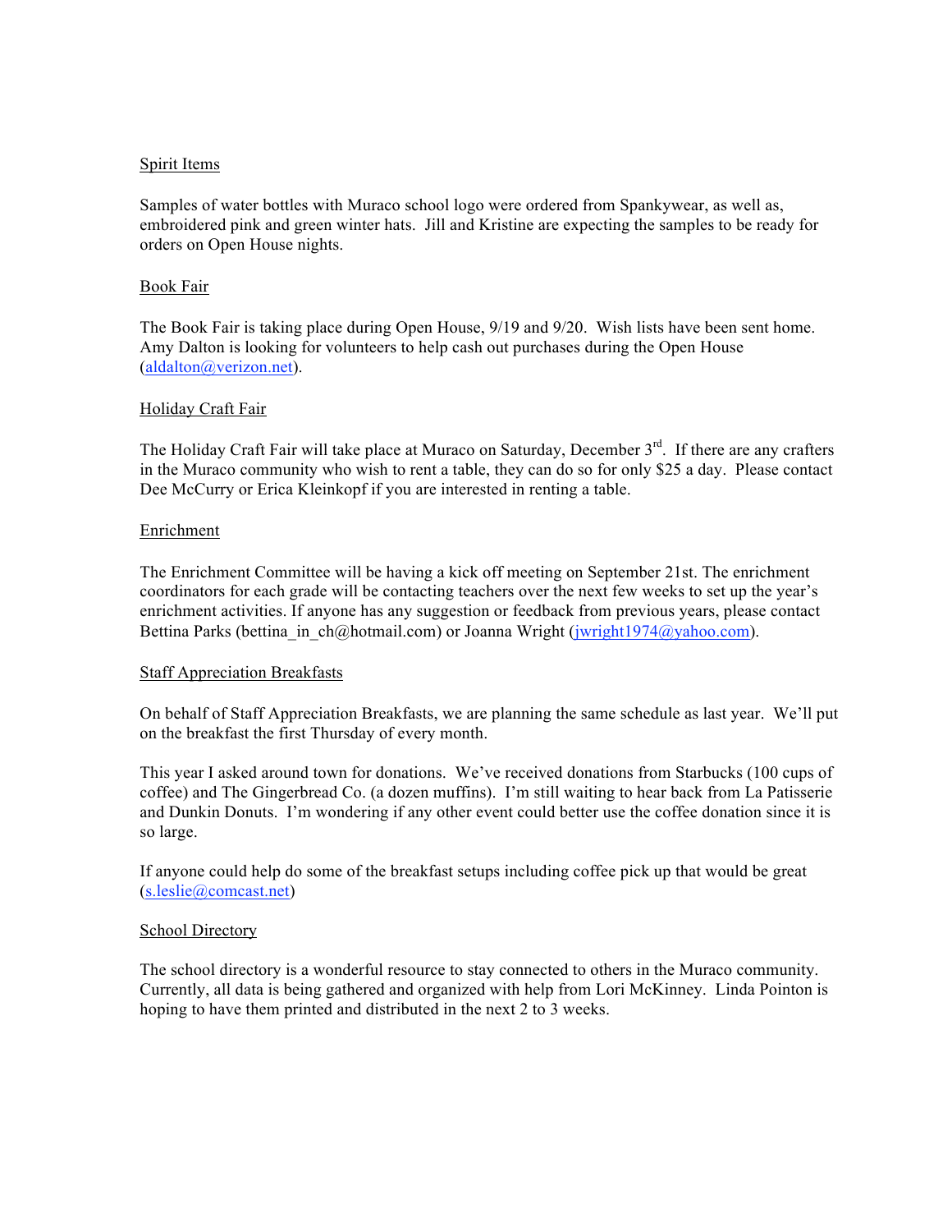## Spirit Items

Samples of water bottles with Muraco school logo were ordered from Spankywear, as well as, embroidered pink and green winter hats. Jill and Kristine are expecting the samples to be ready for orders on Open House nights.

## Book Fair

The Book Fair is taking place during Open House, 9/19 and 9/20. Wish lists have been sent home. Amy Dalton is looking for volunteers to help cash out purchases during the Open House (aldalton@verizon.net).

## Holiday Craft Fair

The Holiday Craft Fair will take place at Muraco on Saturday, December 3rd. If there are any crafters in the Muraco community who wish to rent a table, they can do so for only $25 a day. Please contact Dee McCurry or Erica Kleinkopf if you are interested in renting a table.

## Enrichment

The Enrichment Committee will be having a kick off meeting on September 21st. The enrichment coordinators for each grade will be contacting teachers over the next few weeks to set up the year's enrichment activities. If anyone has any suggestion or feedback from previous years, please contact Bettina Parks (bettina_in_ch@hotmail.com) or Joanna Wright (jwright1974@yahoo.com).

## Staff Appreciation Breakfasts

On behalf of Staff Appreciation Breakfasts, we are planning the same schedule as last year. We'll put on the breakfast the first Thursday of every month.

This year I asked around town for donations. We've received donations from Starbucks (100 cups of coffee) and The Gingerbread Co. (a dozen muffins). I'm still waiting to hear back from La Patisserie and Dunkin Donuts. I'm wondering if any other event could better use the coffee donation since it is so large.

If anyone could help do some of the breakfast setups including coffee pick up that would be great (s.leslie@comcast.net)

## School Directory

The school directory is a wonderful resource to stay connected to others in the Muraco community. Currently, all data is being gathered and organized with help from Lori McKinney. Linda Pointon is hoping to have them printed and distributed in the next 2 to 3 weeks.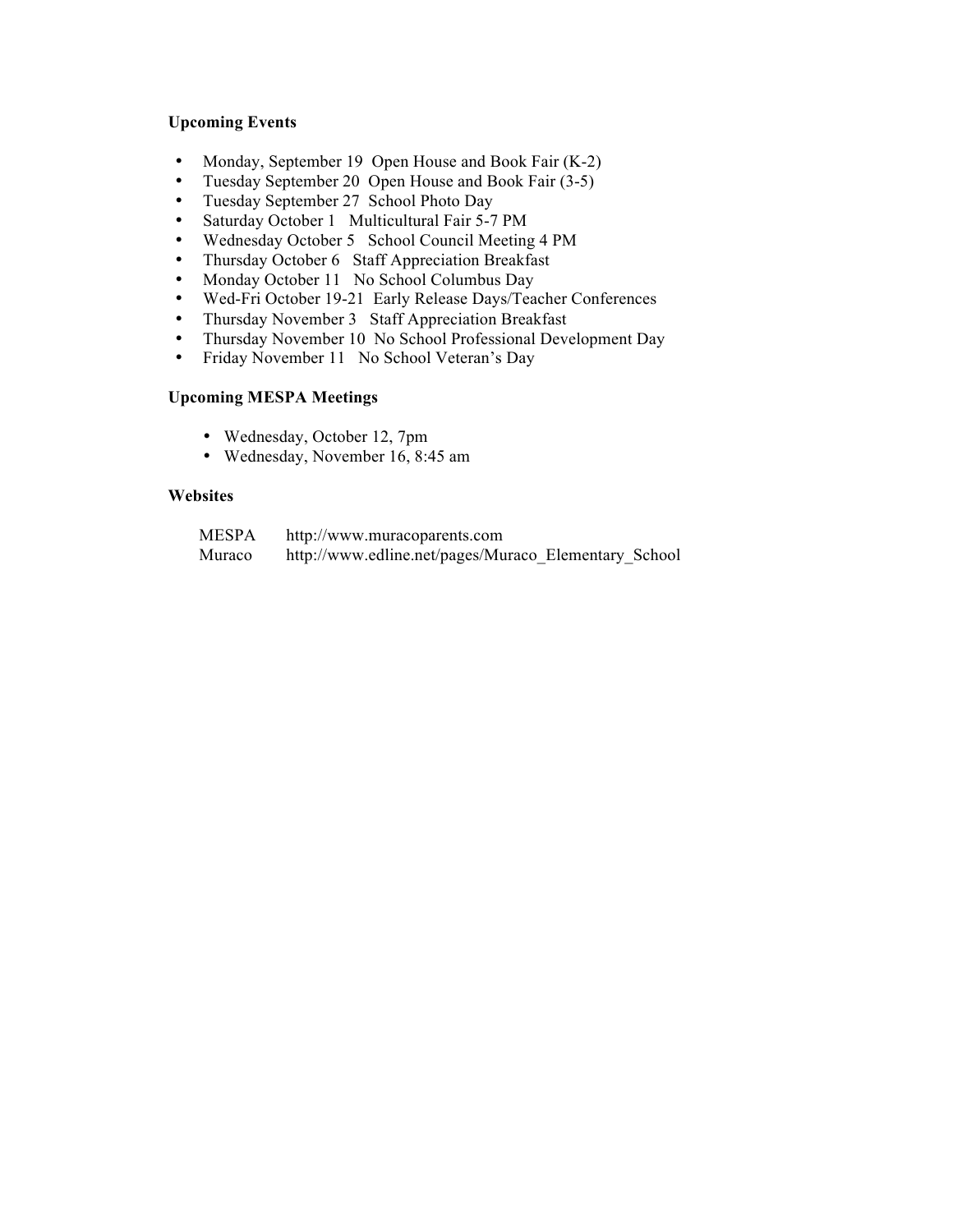**Upcoming Events**

- Monday, September 19  Open House and Book Fair (K-2)
- Tuesday September 20  Open House and Book Fair (3-5)
- Tuesday September 27  School Photo Day
- Saturday October 1   Multicultural Fair 5-7 PM
- Wednesday October 5   School Council Meeting 4 PM
- Thursday October 6   Staff Appreciation Breakfast
- Monday October 11   No School Columbus Day
- Wed-Fri October 19-21  Early Release Days/Teacher Conferences
- Thursday November 3   Staff Appreciation Breakfast
- Thursday November 10  No School Professional Development Day
- Friday November 11   No School Veteran's Day

**Upcoming MESPA Meetings**

- Wednesday, October 12, 7pm
- Wednesday, November 16, 8:45 am

**Websites**

| | |
|---|---|
| MESPA | http://www.muracoparents.com |
| Muraco | http://www.edline.net/pages/Muraco_Elementary_School |